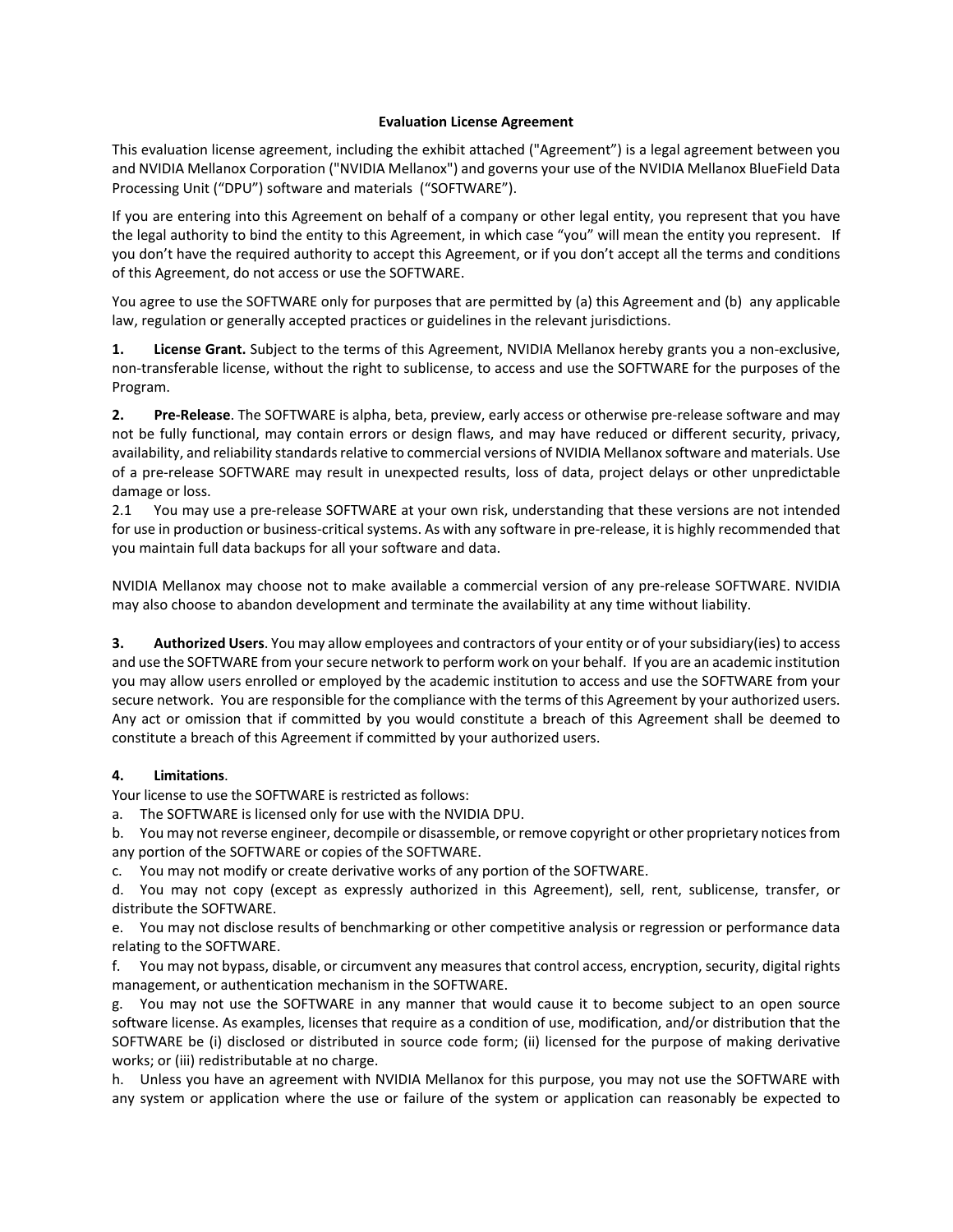**Evaluation License Agreement**

This evaluation license agreement, including the exhibit attached ("Agreement") is a legal agreement between you and NVIDIA Mellanox Corporation ("NVIDIA Mellanox") and governs your use of the NVIDIA Mellanox BlueField Data Processing Unit ("DPU") software and materials ("SOFTWARE").

If you are entering into this Agreement on behalf of a company or other legal entity, you represent that you have the legal authority to bind the entity to this Agreement, in which case "you" will mean the entity you represent. If you don't have the required authority to accept this Agreement, or if you don't accept all the terms and conditions of this Agreement, do not access or use the SOFTWARE.

You agree to use the SOFTWARE only for purposes that are permitted by (a) this Agreement and (b) any applicable law, regulation or generally accepted practices or guidelines in the relevant jurisdictions.

**1. License Grant.** Subject to the terms of this Agreement, NVIDIA Mellanox hereby grants you a non-exclusive, non-transferable license, without the right to sublicense, to access and use the SOFTWARE for the purposes of the Program.

**2. Pre-Release**. The SOFTWARE is alpha, beta, preview, early access or otherwise pre-release software and may not be fully functional, may contain errors or design flaws, and may have reduced or different security, privacy, availability, and reliability standards relative to commercial versions of NVIDIA Mellanox software and materials. Use of a pre-release SOFTWARE may result in unexpected results, loss of data, project delays or other unpredictable damage or loss.
2.1 You may use a pre-release SOFTWARE at your own risk, understanding that these versions are not intended for use in production or business-critical systems. As with any software in pre-release, it is highly recommended that you maintain full data backups for all your software and data.

NVIDIA Mellanox may choose not to make available a commercial version of any pre-release SOFTWARE. NVIDIA may also choose to abandon development and terminate the availability at any time without liability.

**3. Authorized Users**. You may allow employees and contractors of your entity or of your subsidiary(ies) to access and use the SOFTWARE from your secure network to perform work on your behalf. If you are an academic institution you may allow users enrolled or employed by the academic institution to access and use the SOFTWARE from your secure network. You are responsible for the compliance with the terms of this Agreement by your authorized users. Any act or omission that if committed by you would constitute a breach of this Agreement shall be deemed to constitute a breach of this Agreement if committed by your authorized users.

**4. Limitations**.
Your license to use the SOFTWARE is restricted as follows:

a. The SOFTWARE is licensed only for use with the NVIDIA DPU.

b. You may not reverse engineer, decompile or disassemble, or remove copyright or other proprietary notices from any portion of the SOFTWARE or copies of the SOFTWARE.

c. You may not modify or create derivative works of any portion of the SOFTWARE.

d. You may not copy (except as expressly authorized in this Agreement), sell, rent, sublicense, transfer, or distribute the SOFTWARE.

e. You may not disclose results of benchmarking or other competitive analysis or regression or performance data relating to the SOFTWARE.

f. You may not bypass, disable, or circumvent any measures that control access, encryption, security, digital rights management, or authentication mechanism in the SOFTWARE.

g. You may not use the SOFTWARE in any manner that would cause it to become subject to an open source software license. As examples, licenses that require as a condition of use, modification, and/or distribution that the SOFTWARE be (i) disclosed or distributed in source code form; (ii) licensed for the purpose of making derivative works; or (iii) redistributable at no charge.

h. Unless you have an agreement with NVIDIA Mellanox for this purpose, you may not use the SOFTWARE with any system or application where the use or failure of the system or application can reasonably be expected to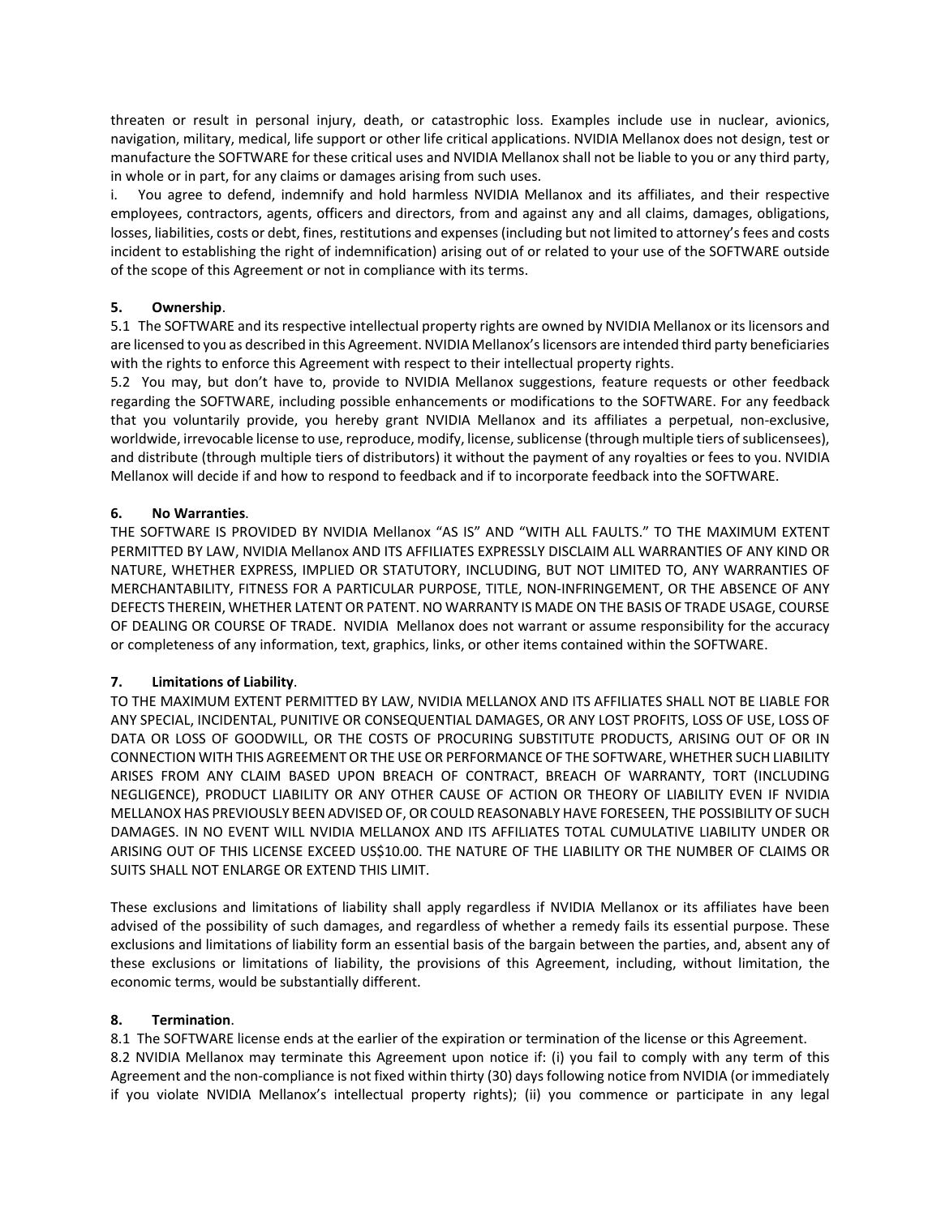threaten or result in personal injury, death, or catastrophic loss. Examples include use in nuclear, avionics, navigation, military, medical, life support or other life critical applications. NVIDIA Mellanox does not design, test or manufacture the SOFTWARE for these critical uses and NVIDIA Mellanox shall not be liable to you or any third party, in whole or in part, for any claims or damages arising from such uses.

i. You agree to defend, indemnify and hold harmless NVIDIA Mellanox and its affiliates, and their respective employees, contractors, agents, officers and directors, from and against any and all claims, damages, obligations, losses, liabilities, costs or debt, fines, restitutions and expenses (including but not limited to attorney's fees and costs incident to establishing the right of indemnification) arising out of or related to your use of the SOFTWARE outside of the scope of this Agreement or not in compliance with its terms.

**5. Ownership**.

5.1 The SOFTWARE and its respective intellectual property rights are owned by NVIDIA Mellanox or its licensors and are licensed to you as described in this Agreement. NVIDIA Mellanox's licensors are intended third party beneficiaries with the rights to enforce this Agreement with respect to their intellectual property rights.

5.2 You may, but don't have to, provide to NVIDIA Mellanox suggestions, feature requests or other feedback regarding the SOFTWARE, including possible enhancements or modifications to the SOFTWARE. For any feedback that you voluntarily provide, you hereby grant NVIDIA Mellanox and its affiliates a perpetual, non-exclusive, worldwide, irrevocable license to use, reproduce, modify, license, sublicense (through multiple tiers of sublicensees), and distribute (through multiple tiers of distributors) it without the payment of any royalties or fees to you. NVIDIA Mellanox will decide if and how to respond to feedback and if to incorporate feedback into the SOFTWARE.

**6. No Warranties**.

THE SOFTWARE IS PROVIDED BY NVIDIA Mellanox "AS IS" AND "WITH ALL FAULTS." TO THE MAXIMUM EXTENT PERMITTED BY LAW, NVIDIA Mellanox AND ITS AFFILIATES EXPRESSLY DISCLAIM ALL WARRANTIES OF ANY KIND OR NATURE, WHETHER EXPRESS, IMPLIED OR STATUTORY, INCLUDING, BUT NOT LIMITED TO, ANY WARRANTIES OF MERCHANTABILITY, FITNESS FOR A PARTICULAR PURPOSE, TITLE, NON-INFRINGEMENT, OR THE ABSENCE OF ANY DEFECTS THEREIN, WHETHER LATENT OR PATENT. NO WARRANTY IS MADE ON THE BASIS OF TRADE USAGE, COURSE OF DEALING OR COURSE OF TRADE. NVIDIA Mellanox does not warrant or assume responsibility for the accuracy or completeness of any information, text, graphics, links, or other items contained within the SOFTWARE.

**7. Limitations of Liability**.

TO THE MAXIMUM EXTENT PERMITTED BY LAW, NVIDIA MELLANOX AND ITS AFFILIATES SHALL NOT BE LIABLE FOR ANY SPECIAL, INCIDENTAL, PUNITIVE OR CONSEQUENTIAL DAMAGES, OR ANY LOST PROFITS, LOSS OF USE, LOSS OF DATA OR LOSS OF GOODWILL, OR THE COSTS OF PROCURING SUBSTITUTE PRODUCTS, ARISING OUT OF OR IN CONNECTION WITH THIS AGREEMENT OR THE USE OR PERFORMANCE OF THE SOFTWARE, WHETHER SUCH LIABILITY ARISES FROM ANY CLAIM BASED UPON BREACH OF CONTRACT, BREACH OF WARRANTY, TORT (INCLUDING NEGLIGENCE), PRODUCT LIABILITY OR ANY OTHER CAUSE OF ACTION OR THEORY OF LIABILITY EVEN IF NVIDIA MELLANOX HAS PREVIOUSLY BEEN ADVISED OF, OR COULD REASONABLY HAVE FORESEEN, THE POSSIBILITY OF SUCH DAMAGES. IN NO EVENT WILL NVIDIA MELLANOX AND ITS AFFILIATES TOTAL CUMULATIVE LIABILITY UNDER OR ARISING OUT OF THIS LICENSE EXCEED US$10.00. THE NATURE OF THE LIABILITY OR THE NUMBER OF CLAIMS OR SUITS SHALL NOT ENLARGE OR EXTEND THIS LIMIT.

These exclusions and limitations of liability shall apply regardless if NVIDIA Mellanox or its affiliates have been advised of the possibility of such damages, and regardless of whether a remedy fails its essential purpose. These exclusions and limitations of liability form an essential basis of the bargain between the parties, and, absent any of these exclusions or limitations of liability, the provisions of this Agreement, including, without limitation, the economic terms, would be substantially different.

**8. Termination**.

8.1 The SOFTWARE license ends at the earlier of the expiration or termination of the license or this Agreement.

8.2 NVIDIA Mellanox may terminate this Agreement upon notice if: (i) you fail to comply with any term of this Agreement and the non-compliance is not fixed within thirty (30) days following notice from NVIDIA (or immediately if you violate NVIDIA Mellanox's intellectual property rights); (ii) you commence or participate in any legal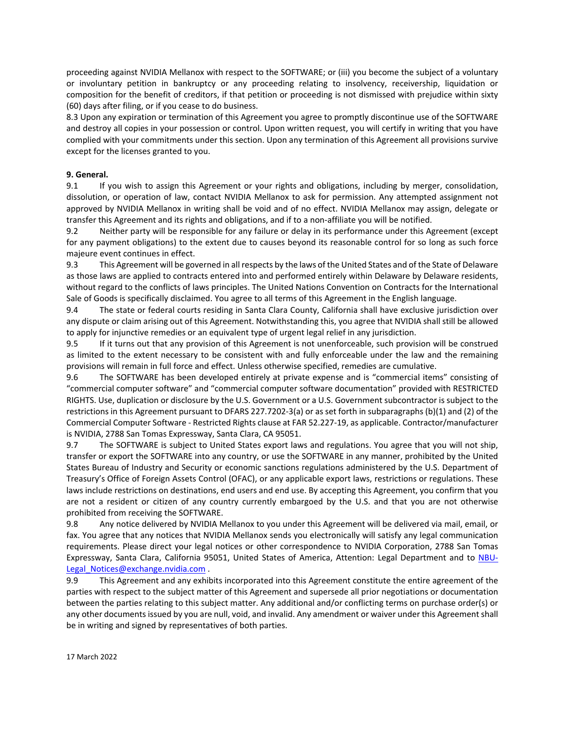proceeding against NVIDIA Mellanox with respect to the SOFTWARE; or (iii) you become the subject of a voluntary or involuntary petition in bankruptcy or any proceeding relating to insolvency, receivership, liquidation or composition for the benefit of creditors, if that petition or proceeding is not dismissed with prejudice within sixty (60) days after filing, or if you cease to do business.

8.3 Upon any expiration or termination of this Agreement you agree to promptly discontinue use of the SOFTWARE and destroy all copies in your possession or control. Upon written request, you will certify in writing that you have complied with your commitments under this section. Upon any termination of this Agreement all provisions survive except for the licenses granted to you.

**9. General.**

9.1 If you wish to assign this Agreement or your rights and obligations, including by merger, consolidation, dissolution, or operation of law, contact NVIDIA Mellanox to ask for permission. Any attempted assignment not approved by NVIDIA Mellanox in writing shall be void and of no effect. NVIDIA Mellanox may assign, delegate or transfer this Agreement and its rights and obligations, and if to a non-affiliate you will be notified.

9.2 Neither party will be responsible for any failure or delay in its performance under this Agreement (except for any payment obligations) to the extent due to causes beyond its reasonable control for so long as such force majeure event continues in effect.

9.3 This Agreement will be governed in all respects by the laws of the United States and of the State of Delaware as those laws are applied to contracts entered into and performed entirely within Delaware by Delaware residents, without regard to the conflicts of laws principles. The United Nations Convention on Contracts for the International Sale of Goods is specifically disclaimed. You agree to all terms of this Agreement in the English language.

9.4 The state or federal courts residing in Santa Clara County, California shall have exclusive jurisdiction over any dispute or claim arising out of this Agreement. Notwithstanding this, you agree that NVIDIA shall still be allowed to apply for injunctive remedies or an equivalent type of urgent legal relief in any jurisdiction.

9.5 If it turns out that any provision of this Agreement is not unenforceable, such provision will be construed as limited to the extent necessary to be consistent with and fully enforceable under the law and the remaining provisions will remain in full force and effect. Unless otherwise specified, remedies are cumulative.

9.6 The SOFTWARE has been developed entirely at private expense and is "commercial items" consisting of "commercial computer software" and "commercial computer software documentation" provided with RESTRICTED RIGHTS. Use, duplication or disclosure by the U.S. Government or a U.S. Government subcontractor is subject to the restrictions in this Agreement pursuant to DFARS 227.7202-3(a) or as set forth in subparagraphs (b)(1) and (2) of the Commercial Computer Software - Restricted Rights clause at FAR 52.227-19, as applicable. Contractor/manufacturer is NVIDIA, 2788 San Tomas Expressway, Santa Clara, CA 95051.

9.7 The SOFTWARE is subject to United States export laws and regulations. You agree that you will not ship, transfer or export the SOFTWARE into any country, or use the SOFTWARE in any manner, prohibited by the United States Bureau of Industry and Security or economic sanctions regulations administered by the U.S. Department of Treasury's Office of Foreign Assets Control (OFAC), or any applicable export laws, restrictions or regulations. These laws include restrictions on destinations, end users and end use. By accepting this Agreement, you confirm that you are not a resident or citizen of any country currently embargoed by the U.S. and that you are not otherwise prohibited from receiving the SOFTWARE.

9.8 Any notice delivered by NVIDIA Mellanox to you under this Agreement will be delivered via mail, email, or fax. You agree that any notices that NVIDIA Mellanox sends you electronically will satisfy any legal communication requirements. Please direct your legal notices or other correspondence to NVIDIA Corporation, 2788 San Tomas Expressway, Santa Clara, California 95051, United States of America, Attention: Legal Department and to NBU-Legal_Notices@exchange.nvidia.com .

9.9 This Agreement and any exhibits incorporated into this Agreement constitute the entire agreement of the parties with respect to the subject matter of this Agreement and supersede all prior negotiations or documentation between the parties relating to this subject matter. Any additional and/or conflicting terms on purchase order(s) or any other documents issued by you are null, void, and invalid. Any amendment or waiver under this Agreement shall be in writing and signed by representatives of both parties.

17 March 2022